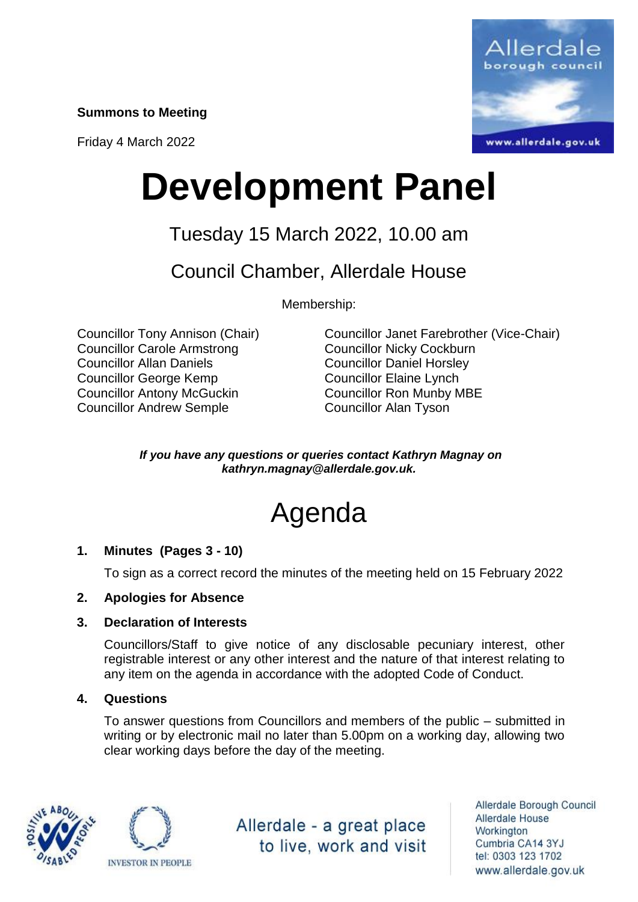**Summons to Meeting**

Friday 4 March 2022

# Development Panel

## Tuesday 15 March 2022, 10.00 am

## Council Chamber, Allerdale House

Membership:

Councillor Tony Annison (Chair)
Councillor Janet Farebrother (Vice-Chair)
Councillor Carole Armstrong
Councillor Nicky Cockburn
Councillor Allan Daniels
Councillor Daniel Horsley
Councillor George Kemp
Councillor Elaine Lynch
Councillor Antony McGuckin
Councillor Ron Munby MBE
Councillor Andrew Semple
Councillor Alan Tyson

***If you have any questions or queries contact Kathryn Magnay on kathryn.magnay@allerdale.gov.uk.***

# Agenda

1. **Minutes (Pages 3 - 10)**

   To sign as a correct record the minutes of the meeting held on 15 February 2022

2. **Apologies for Absence**

3. **Declaration of Interests**

   Councillors/Staff to give notice of any disclosable pecuniary interest, other registrable interest or any other interest and the nature of that interest relating to any item on the agenda in accordance with the adopted Code of Conduct.

4. **Questions**

   To answer questions from Councillors and members of the public – submitted in writing or by electronic mail no later than 5.00pm on a working day, allowing two clear working days before the day of the meeting.

Allerdale - a great place to live, work and visit

Allerdale Borough Council
Allerdale House
Workington
Cumbria CA14 3YJ
tel: 0303 123 1702
www.allerdale.gov.uk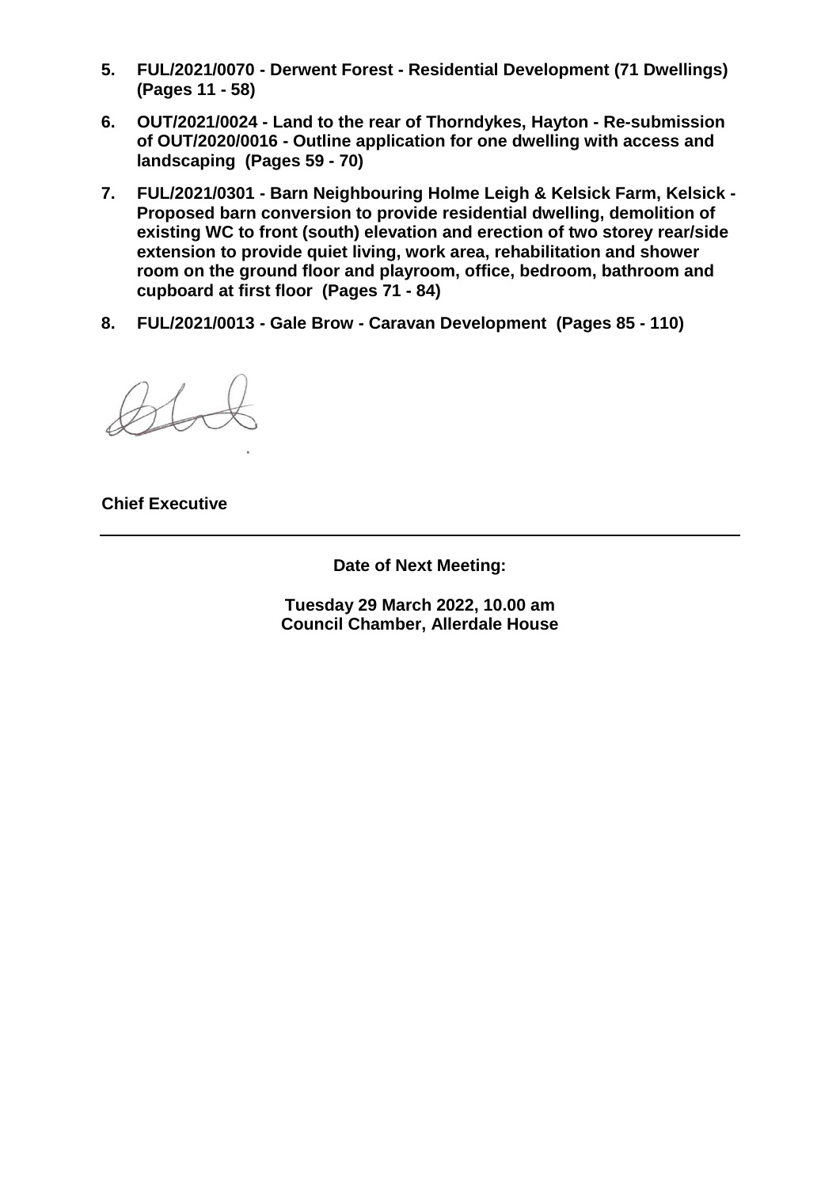5. **FUL/2021/0070 - Derwent Forest - Residential Development (71 Dwellings) (Pages 11 - 58)**

6. **OUT/2021/0024 - Land to the rear of Thorndykes, Hayton - Re-submission of OUT/2020/0016 - Outline application for one dwelling with access and landscaping (Pages 59 - 70)**

7. **FUL/2021/0301 - Barn Neighbouring Holme Leigh & Kelsick Farm, Kelsick - Proposed barn conversion to provide residential dwelling, demolition of existing WC to front (south) elevation and erection of two storey rear/side extension to provide quiet living, work area, rehabilitation and shower room on the ground floor and playroom, office, bedroom, bathroom and cupboard at first floor (Pages 71 - 84)**

8. **FUL/2021/0013 - Gale Brow - Caravan Development (Pages 85 - 110)**

**Chief Executive**

---

**Date of Next Meeting:**

**Tuesday 29 March 2022, 10.00 am**
**Council Chamber, Allerdale House**